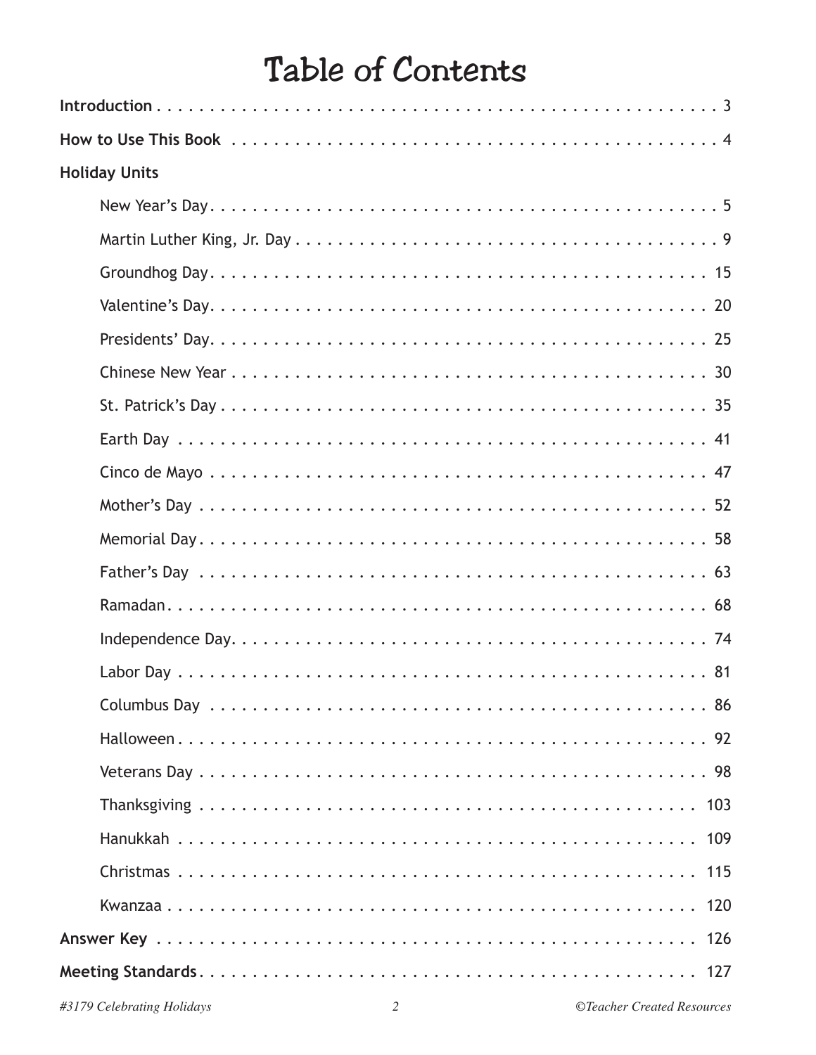# Table of Contents

**Introduction** . . . . . . . . . . . . . . . . . . . . . . . . . . . . . . . . . . . . . . . . . . . . . . . . . . . . 3

**How to Use This Book** . . . . . . . . . . . . . . . . . . . . . . . . . . . . . . . . . . . . . . . . . . . . . . 4

**Holiday Units**

- New Year's Day . . . . . . . . . . . . . . . . . . . . . . . . . . . . . . . . . . . . . . . . . . . . . . 5
- Martin Luther King, Jr. Day . . . . . . . . . . . . . . . . . . . . . . . . . . . . . . . . . . . . . 9
- Groundhog Day . . . . . . . . . . . . . . . . . . . . . . . . . . . . . . . . . . . . . . . . . . . . . 15
- Valentine's Day . . . . . . . . . . . . . . . . . . . . . . . . . . . . . . . . . . . . . . . . . . . . . 20
- Presidents' Day . . . . . . . . . . . . . . . . . . . . . . . . . . . . . . . . . . . . . . . . . . . . . 25
- Chinese New Year . . . . . . . . . . . . . . . . . . . . . . . . . . . . . . . . . . . . . . . . . . . 30
- St. Patrick's Day . . . . . . . . . . . . . . . . . . . . . . . . . . . . . . . . . . . . . . . . . . . . 35
- Earth Day . . . . . . . . . . . . . . . . . . . . . . . . . . . . . . . . . . . . . . . . . . . . . . . . 41
- Cinco de Mayo . . . . . . . . . . . . . . . . . . . . . . . . . . . . . . . . . . . . . . . . . . . . . 47
- Mother's Day . . . . . . . . . . . . . . . . . . . . . . . . . . . . . . . . . . . . . . . . . . . . . . 52
- Memorial Day . . . . . . . . . . . . . . . . . . . . . . . . . . . . . . . . . . . . . . . . . . . . . . 58
- Father's Day . . . . . . . . . . . . . . . . . . . . . . . . . . . . . . . . . . . . . . . . . . . . . . 63
- Ramadan . . . . . . . . . . . . . . . . . . . . . . . . . . . . . . . . . . . . . . . . . . . . . . . . . 68
- Independence Day . . . . . . . . . . . . . . . . . . . . . . . . . . . . . . . . . . . . . . . . . . . 74
- Labor Day . . . . . . . . . . . . . . . . . . . . . . . . . . . . . . . . . . . . . . . . . . . . . . . . 81
- Columbus Day . . . . . . . . . . . . . . . . . . . . . . . . . . . . . . . . . . . . . . . . . . . . . 86
- Halloween . . . . . . . . . . . . . . . . . . . . . . . . . . . . . . . . . . . . . . . . . . . . . . . . 92
- Veterans Day . . . . . . . . . . . . . . . . . . . . . . . . . . . . . . . . . . . . . . . . . . . . . . 98
- Thanksgiving . . . . . . . . . . . . . . . . . . . . . . . . . . . . . . . . . . . . . . . . . . . . . 103
- Hanukkah . . . . . . . . . . . . . . . . . . . . . . . . . . . . . . . . . . . . . . . . . . . . . . . 109
- Christmas . . . . . . . . . . . . . . . . . . . . . . . . . . . . . . . . . . . . . . . . . . . . . . . 115
- Kwanzaa . . . . . . . . . . . . . . . . . . . . . . . . . . . . . . . . . . . . . . . . . . . . . . . . 120

**Answer Key** . . . . . . . . . . . . . . . . . . . . . . . . . . . . . . . . . . . . . . . . . . . . . . . . . . 126

**Meeting Standards** . . . . . . . . . . . . . . . . . . . . . . . . . . . . . . . . . . . . . . . . . . . . . 127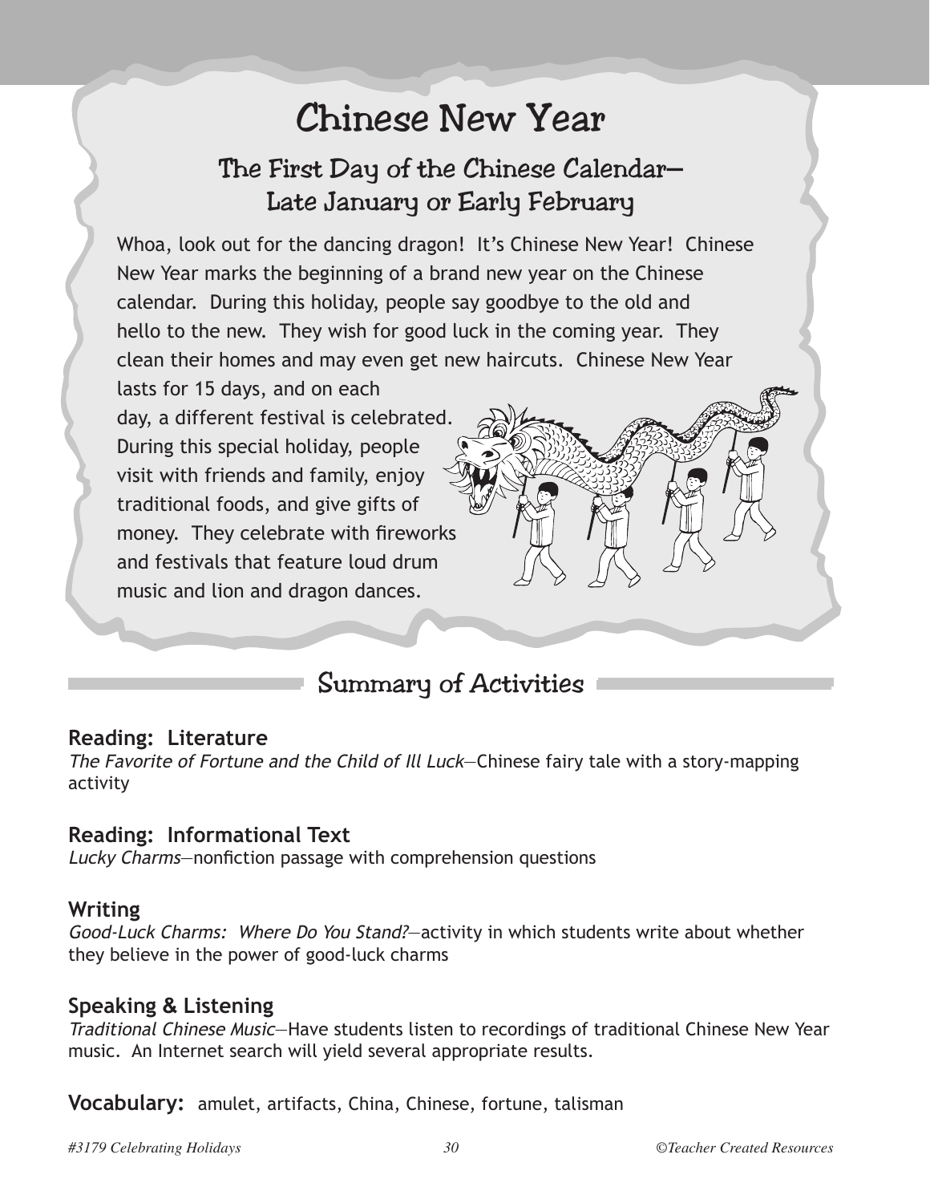# Chinese New Year

## The First Day of the Chinese Calendar—Late January or Early February

Whoa, look out for the dancing dragon! It's Chinese New Year! Chinese New Year marks the beginning of a brand new year on the Chinese calendar. During this holiday, people say goodbye to the old and hello to the new. They wish for good luck in the coming year. They clean their homes and may even get new haircuts. Chinese New Year lasts for 15 days, and on each day, a different festival is celebrated. During this special holiday, people visit with friends and family, enjoy traditional foods, and give gifts of money. They celebrate with fireworks and festivals that feature loud drum music and lion and dragon dances.

## Summary of Activities

**Reading: Literature**
*The Favorite of Fortune and the Child of Ill Luck*—Chinese fairy tale with a story-mapping activity

**Reading: Informational Text**
*Lucky Charms*—nonfiction passage with comprehension questions

**Writing**
*Good-Luck Charms: Where Do You Stand?*—activity in which students write about whether they believe in the power of good-luck charms

**Speaking & Listening**
*Traditional Chinese Music*—Have students listen to recordings of traditional Chinese New Year music. An Internet search will yield several appropriate results.

**Vocabulary:** amulet, artifacts, China, Chinese, fortune, talisman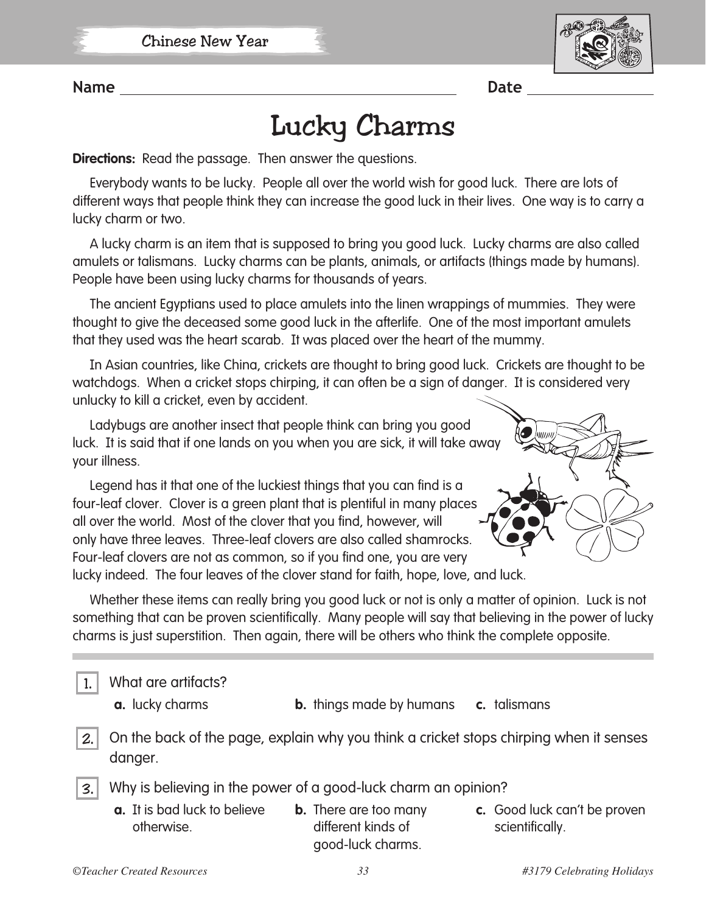Chinese New Year

Name ______________________________ Date ______________

# Lucky Charms

**Directions:** Read the passage. Then answer the questions.

Everybody wants to be lucky. People all over the world wish for good luck. There are lots of different ways that people think they can increase the good luck in their lives. One way is to carry a lucky charm or two.

A lucky charm is an item that is supposed to bring you good luck. Lucky charms are also called amulets or talismans. Lucky charms can be plants, animals, or artifacts (things made by humans). People have been using lucky charms for thousands of years.

The ancient Egyptians used to place amulets into the linen wrappings of mummies. They were thought to give the deceased some good luck in the afterlife. One of the most important amulets that they used was the heart scarab. It was placed over the heart of the mummy.

In Asian countries, like China, crickets are thought to bring good luck. Crickets are thought to be watchdogs. When a cricket stops chirping, it can often be a sign of danger. It is considered very unlucky to kill a cricket, even by accident.

Ladybugs are another insect that people think can bring you good luck. It is said that if one lands on you when you are sick, it will take away your illness.

Legend has it that one of the luckiest things that you can find is a four-leaf clover. Clover is a green plant that is plentiful in many places all over the world. Most of the clover that you find, however, will only have three leaves. Three-leaf clovers are also called shamrocks. Four-leaf clovers are not as common, so if you find one, you are very lucky indeed. The four leaves of the clover stand for faith, hope, love, and luck.

Whether these items can really bring you good luck or not is only a matter of opinion. Luck is not something that can be proven scientifically. Many people will say that believing in the power of lucky charms is just superstition. Then again, there will be others who think the complete opposite.

---

1. What are artifacts?
   - **a.** lucky charms
   - **b.** things made by humans
   - **c.** talismans

2. On the back of the page, explain why you think a cricket stops chirping when it senses danger.

3. Why is believing in the power of a good-luck charm an opinion?
   - **a.** It is bad luck to believe otherwise.
   - **b.** There are too many different kinds of good-luck charms.
   - **c.** Good luck can't be proven scientifically.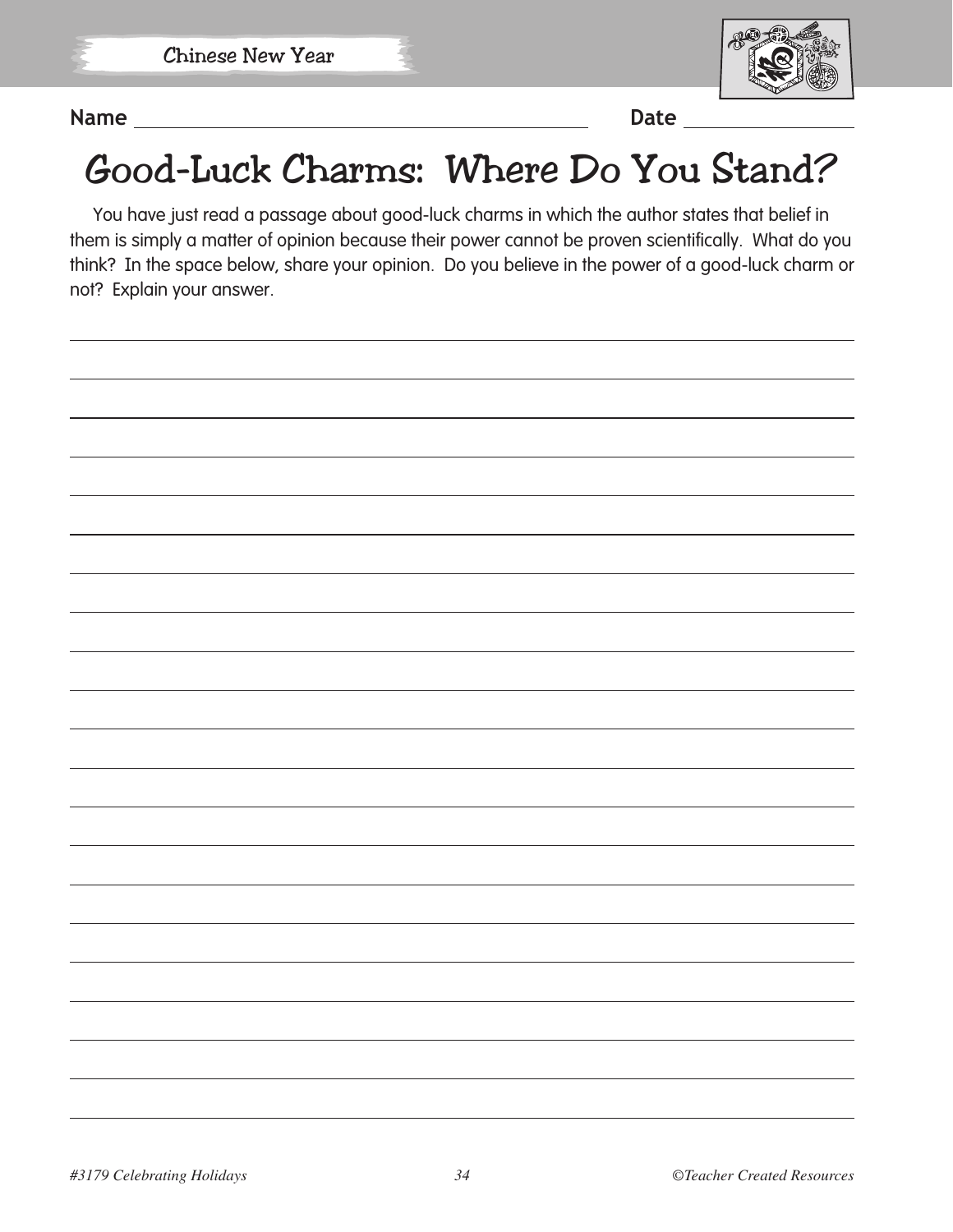Name ______________________________ Date ______________

# Good-Luck Charms: Where Do You Stand?

You have just read a passage about good-luck charms in which the author states that belief in them is simply a matter of opinion because their power cannot be proven scientifically. What do you think? In the space below, share your opinion. Do you believe in the power of a good-luck charm or not? Explain your answer.